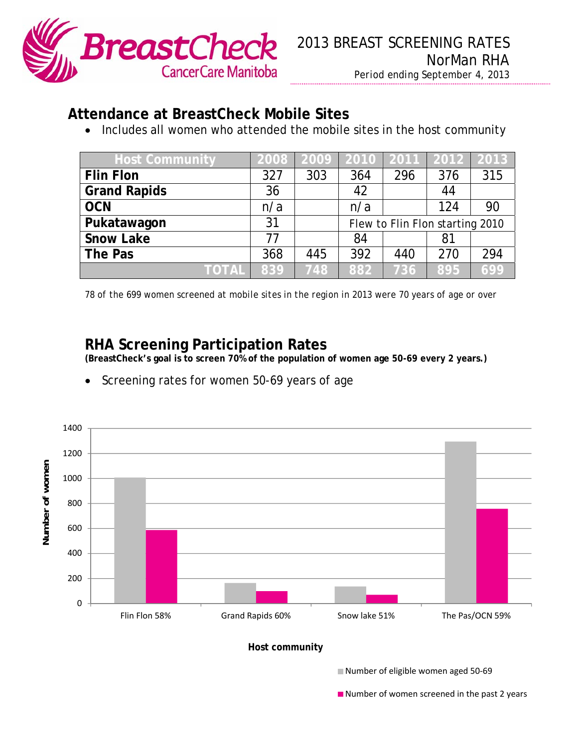# 2013 BREAST SCREENING RATES

## NorMan RHA

Period ending September 4, 2013

## Attendance at BreastCheck Mobile Sites

- Includes all women who attended the mobile sites in the host community

| Host Community | 2008 | 2009 | 2010 | 2011 | 2012 | 2013 |
|---|---|---|---|---|---|---|
| **Flin Flon** | 327 | 303 | 364 | 296 | 376 | 315 |
| **Grand Rapids** | 36 | | 42 | | 44 | |
| **OCN** | n/a | | n/a | | 124 | 90 |
| **Pukatawagon** | 31 | | Flew to Flin Flon starting 2010 | | | |
| **Snow Lake** | 77 | | 84 | | 81 | |
| **The Pas** | 368 | 445 | 392 | 440 | 270 | 294 |
| **TOTAL** | 839 | 748 | 882 | 736 | 895 | 699 |

78 of the 699 women screened at mobile sites in the region in 2013 were 70 years of age or over

## RHA Screening Participation Rates

**(BreastCheck's goal is to screen 70% of the population of women age 50-69 every 2 years.)**

- Screening rates for women 50-69 years of age

| Host community | Number of eligible women aged 50-69 | Number of women screened in the past 2 years |
|---|---|---|
| Flin Flon 58% | ~1000 | ~580 |
| Grand Rapids 60% | ~160 | ~100 |
| Snow lake 51% | ~135 | ~70 |
| The Pas/OCN 59% | ~1290 | ~760 |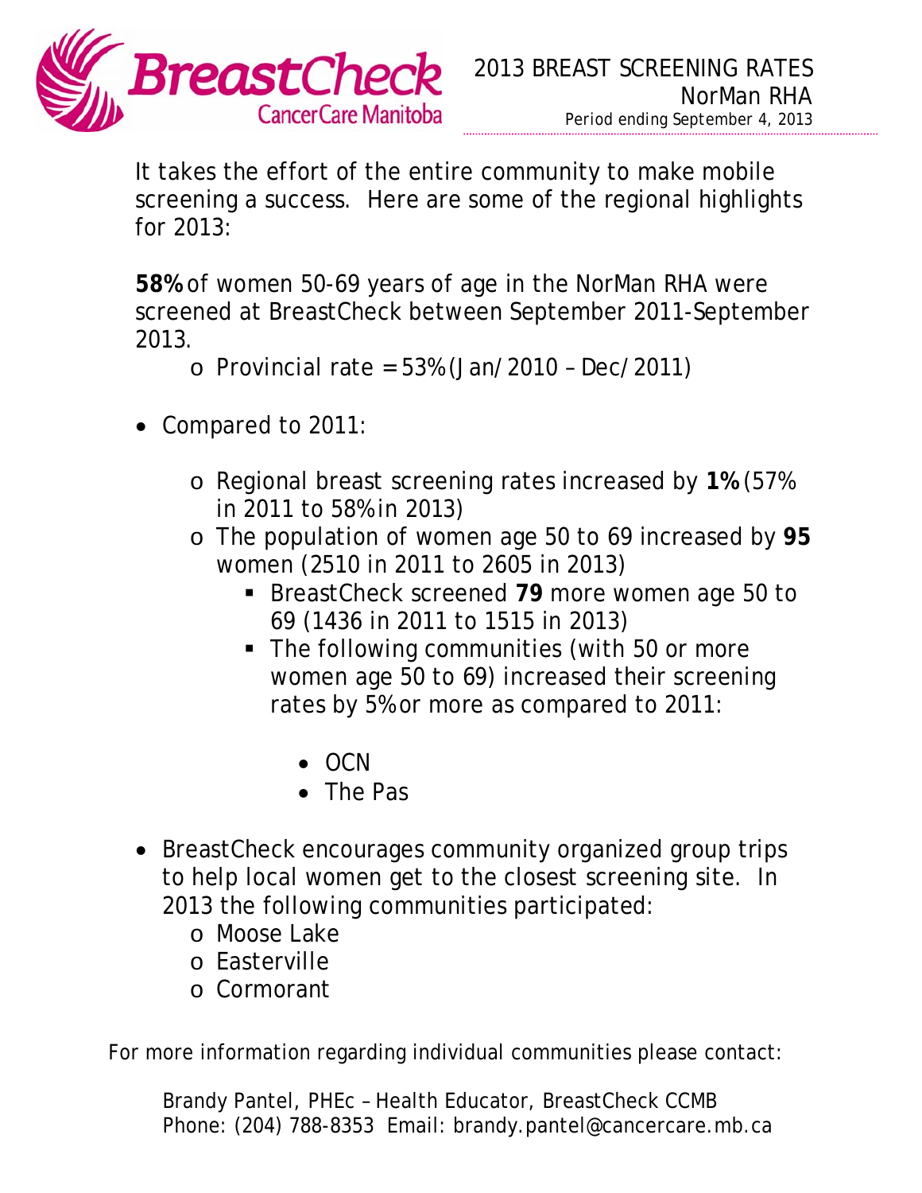# 2013 BREAST SCREENING RATES

## NorMan RHA

*Period ending September 4, 2013*

It takes the effort of the entire community to make mobile screening a success. Here are some of the regional highlights for 2013:

**58%** of women 50-69 years of age in the NorMan RHA were screened at BreastCheck between September 2011-September 2013.

- Provincial rate = 53% (Jan/2010 – Dec/2011)

- Compared to 2011:
  - Regional breast screening rates increased by **1%** (57% in 2011 to 58% in 2013)
  - The population of women age 50 to 69 increased by **95** women (2510 in 2011 to 2605 in 2013)
    - BreastCheck screened **79** more women age 50 to 69 (1436 in 2011 to 1515 in 2013)
    - The following communities (with 50 or more women age 50 to 69) increased their screening rates by 5% or more as compared to 2011:
      - OCN
      - The Pas

- BreastCheck encourages community organized group trips to help local women get to the closest screening site. In 2013 the following communities participated:
  - Moose Lake
  - Easterville
  - Cormorant

For more information regarding individual communities please contact:

Brandy Pantel, PHEc – Health Educator, BreastCheck CCMB
Phone: (204) 788-8353 Email: brandy.pantel@cancercare.mb.ca